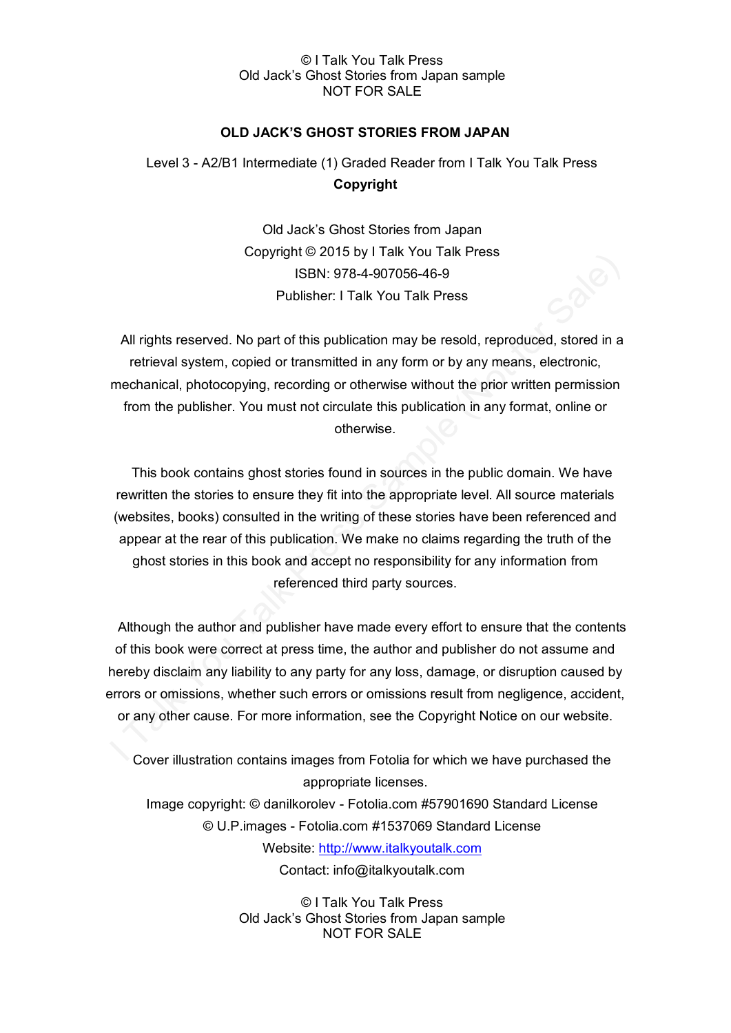**OLD JACK'S GHOST STORIES FROM JAPAN**

Level 3 - A2/B1 Intermediate (1) Graded Reader from I Talk You Talk Press

**Copyright**

Old Jack's Ghost Stories from Japan
Copyright © 2015 by I Talk You Talk Press
ISBN: 978-4-907056-46-9
Publisher: I Talk You Talk Press

All rights reserved. No part of this publication may be resold, reproduced, stored in a retrieval system, copied or transmitted in any form or by any means, electronic, mechanical, photocopying, recording or otherwise without the prior written permission from the publisher. You must not circulate this publication in any format, online or otherwise.

This book contains ghost stories found in sources in the public domain. We have rewritten the stories to ensure they fit into the appropriate level. All source materials (websites, books) consulted in the writing of these stories have been referenced and appear at the rear of this publication. We make no claims regarding the truth of the ghost stories in this book and accept no responsibility for any information from referenced third party sources.

Although the author and publisher have made every effort to ensure that the contents of this book were correct at press time, the author and publisher do not assume and hereby disclaim any liability to any party for any loss, damage, or disruption caused by errors or omissions, whether such errors or omissions result from negligence, accident, or any other cause. For more information, see the Copyright Notice on our website.

Cover illustration contains images from Fotolia for which we have purchased the appropriate licenses.
Image copyright: © danilkorolev - Fotolia.com #57901690 Standard License
© U.P.images - Fotolia.com #1537069 Standard License
Website: http://www.italkyoutalk.com
Contact: info@italkyoutalk.com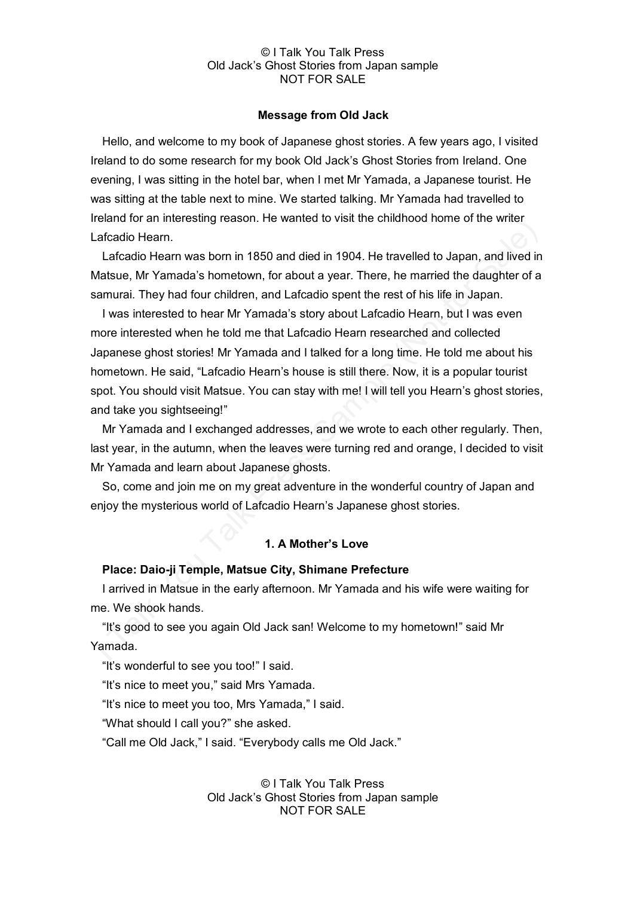### Message from Old Jack

Hello, and welcome to my book of Japanese ghost stories. A few years ago, I visited Ireland to do some research for my book Old Jack's Ghost Stories from Ireland. One evening, I was sitting in the hotel bar, when I met Mr Yamada, a Japanese tourist. He was sitting at the table next to mine. We started talking. Mr Yamada had travelled to Ireland for an interesting reason. He wanted to visit the childhood home of the writer Lafcadio Hearn.

Lafcadio Hearn was born in 1850 and died in 1904. He travelled to Japan, and lived in Matsue, Mr Yamada's hometown, for about a year. There, he married the daughter of a samurai. They had four children, and Lafcadio spent the rest of his life in Japan.

I was interested to hear Mr Yamada's story about Lafcadio Hearn, but I was even more interested when he told me that Lafcadio Hearn researched and collected Japanese ghost stories! Mr Yamada and I talked for a long time. He told me about his hometown. He said, "Lafcadio Hearn's house is still there. Now, it is a popular tourist spot. You should visit Matsue. You can stay with me! I will tell you Hearn's ghost stories, and take you sightseeing!"

Mr Yamada and I exchanged addresses, and we wrote to each other regularly. Then, last year, in the autumn, when the leaves were turning red and orange, I decided to visit Mr Yamada and learn about Japanese ghosts.

So, come and join me on my great adventure in the wonderful country of Japan and enjoy the mysterious world of Lafcadio Hearn's Japanese ghost stories.

### 1. A Mother's Love

**Place: Daio-ji Temple, Matsue City, Shimane Prefecture**

I arrived in Matsue in the early afternoon. Mr Yamada and his wife were waiting for me. We shook hands.

"It's good to see you again Old Jack san! Welcome to my hometown!" said Mr Yamada.

"It's wonderful to see you too!" I said.

"It's nice to meet you," said Mrs Yamada.

"It's nice to meet you too, Mrs Yamada," I said.

"What should I call you?" she asked.

"Call me Old Jack," I said. "Everybody calls me Old Jack."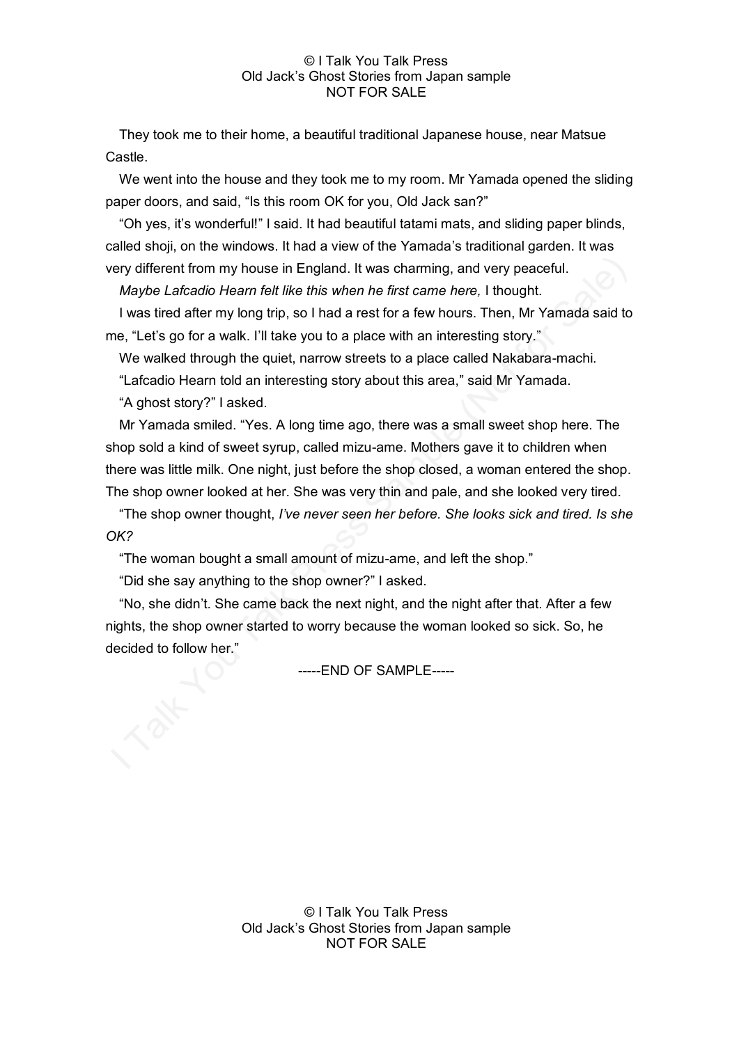They took me to their home, a beautiful traditional Japanese house, near Matsue Castle.

We went into the house and they took me to my room. Mr Yamada opened the sliding paper doors, and said, "Is this room OK for you, Old Jack san?"

"Oh yes, it's wonderful!" I said. It had beautiful tatami mats, and sliding paper blinds, called shoji, on the windows. It had a view of the Yamada's traditional garden. It was very different from my house in England. It was charming, and very peaceful.

*Maybe Lafcadio Hearn felt like this when he first came here,* I thought.

I was tired after my long trip, so I had a rest for a few hours. Then, Mr Yamada said to me, "Let's go for a walk. I'll take you to a place with an interesting story."

We walked through the quiet, narrow streets to a place called Nakabara-machi.

"Lafcadio Hearn told an interesting story about this area," said Mr Yamada.

"A ghost story?" I asked.

Mr Yamada smiled. "Yes. A long time ago, there was a small sweet shop here. The shop sold a kind of sweet syrup, called mizu-ame. Mothers gave it to children when there was little milk. One night, just before the shop closed, a woman entered the shop. The shop owner looked at her. She was very thin and pale, and she looked very tired.

"The shop owner thought, *I've never seen her before. She looks sick and tired. Is she OK?*

"The woman bought a small amount of mizu-ame, and left the shop."

"Did she say anything to the shop owner?" I asked.

"No, she didn't. She came back the next night, and the night after that. After a few nights, the shop owner started to worry because the woman looked so sick. So, he decided to follow her."

-----END OF SAMPLE-----